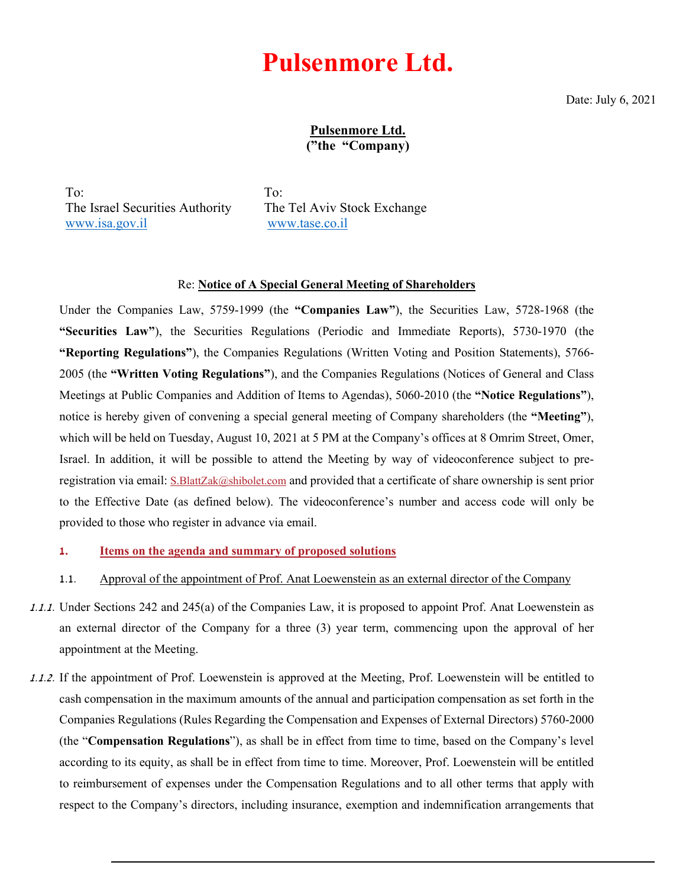# Pulsenmore Ltd.

Date: July 6, 2021

**Pulsenmore Ltd.**
**("the "Company)**

To:
The Israel Securities Authority
www.isa.gov.il

To:
The Tel Aviv Stock Exchange
www.tase.co.il

Re: **Notice of A Special General Meeting of Shareholders**

Under the Companies Law, 5759-1999 (the **"Companies Law"**), the Securities Law, 5728-1968 (the **"Securities Law"**), the Securities Regulations (Periodic and Immediate Reports), 5730-1970 (the **"Reporting Regulations"**), the Companies Regulations (Written Voting and Position Statements), 5766-2005 (the **"Written Voting Regulations"**), and the Companies Regulations (Notices of General and Class Meetings at Public Companies and Addition of Items to Agendas), 5060-2010 (the **"Notice Regulations"**), notice is hereby given of convening a special general meeting of Company shareholders (the **"Meeting"**), which will be held on Tuesday, August 10, 2021 at 5 PM at the Company's offices at 8 Omrim Street, Omer, Israel. In addition, it will be possible to attend the Meeting by way of videoconference subject to pre-registration via email: S.BlattZak@shibolet.com and provided that a certificate of share ownership is sent prior to the Effective Date (as defined below). The videoconference's number and access code will only be provided to those who register in advance via email.

## 1. Items on the agenda and summary of proposed solutions

### 1.1. Approval of the appointment of Prof. Anat Loewenstein as an external director of the Company

1.1.1. Under Sections 242 and 245(a) of the Companies Law, it is proposed to appoint Prof. Anat Loewenstein as an external director of the Company for a three (3) year term, commencing upon the approval of her appointment at the Meeting.

1.1.2. If the appointment of Prof. Loewenstein is approved at the Meeting, Prof. Loewenstein will be entitled to cash compensation in the maximum amounts of the annual and participation compensation as set forth in the Companies Regulations (Rules Regarding the Compensation and Expenses of External Directors) 5760-2000 (the "**Compensation Regulations**"), as shall be in effect from time to time, based on the Company's level according to its equity, as shall be in effect from time to time. Moreover, Prof. Loewenstein will be entitled to reimbursement of expenses under the Compensation Regulations and to all other terms that apply with respect to the Company's directors, including insurance, exemption and indemnification arrangements that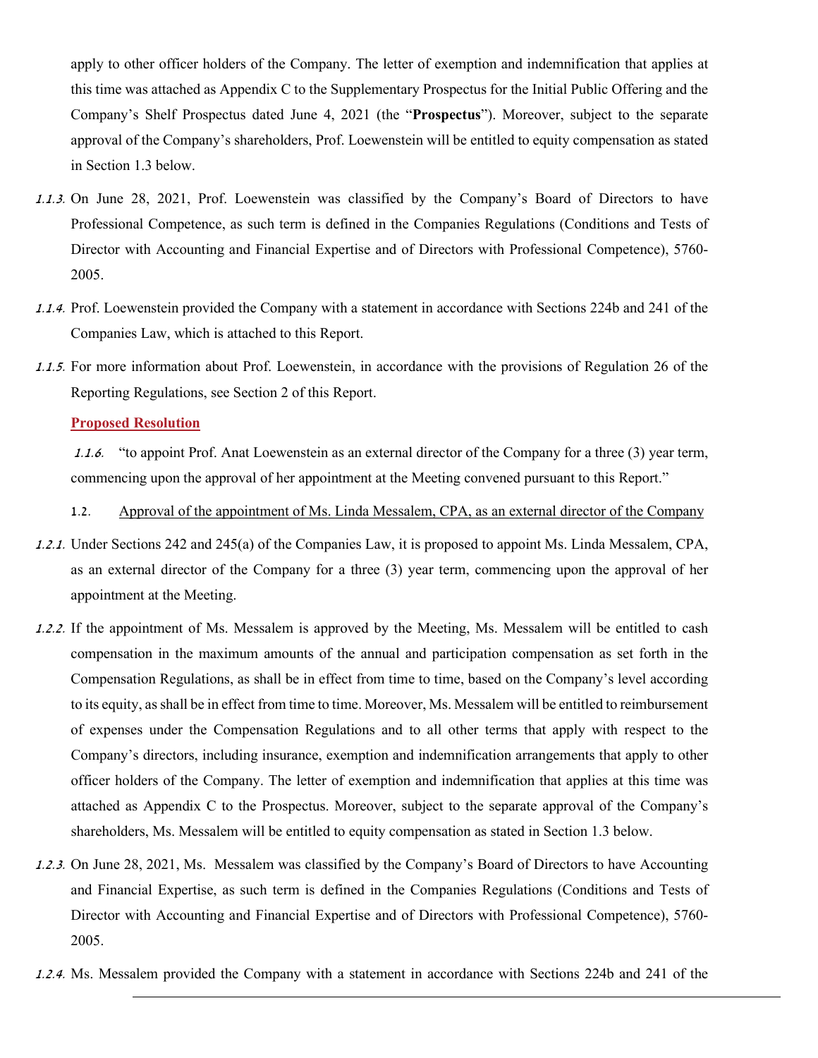apply to other officer holders of the Company. The letter of exemption and indemnification that applies at this time was attached as Appendix C to the Supplementary Prospectus for the Initial Public Offering and the Company's Shelf Prospectus dated June 4, 2021 (the "**Prospectus**"). Moreover, subject to the separate approval of the Company's shareholders, Prof. Loewenstein will be entitled to equity compensation as stated in Section 1.3 below.

*1.1.3.* On June 28, 2021, Prof. Loewenstein was classified by the Company's Board of Directors to have Professional Competence, as such term is defined in the Companies Regulations (Conditions and Tests of Director with Accounting and Financial Expertise and of Directors with Professional Competence), 5760-2005.

*1.1.4.* Prof. Loewenstein provided the Company with a statement in accordance with Sections 224b and 241 of the Companies Law, which is attached to this Report.

*1.1.5.* For more information about Prof. Loewenstein, in accordance with the provisions of Regulation 26 of the Reporting Regulations, see Section 2 of this Report.

**Proposed Resolution**

*1.1.6.* "to appoint Prof. Anat Loewenstein as an external director of the Company for a three (3) year term, commencing upon the approval of her appointment at the Meeting convened pursuant to this Report."

1.2. Approval of the appointment of Ms. Linda Messalem, CPA, as an external director of the Company

*1.2.1.* Under Sections 242 and 245(a) of the Companies Law, it is proposed to appoint Ms. Linda Messalem, CPA, as an external director of the Company for a three (3) year term, commencing upon the approval of her appointment at the Meeting.

*1.2.2.* If the appointment of Ms. Messalem is approved by the Meeting, Ms. Messalem will be entitled to cash compensation in the maximum amounts of the annual and participation compensation as set forth in the Compensation Regulations, as shall be in effect from time to time, based on the Company's level according to its equity, as shall be in effect from time to time. Moreover, Ms. Messalem will be entitled to reimbursement of expenses under the Compensation Regulations and to all other terms that apply with respect to the Company's directors, including insurance, exemption and indemnification arrangements that apply to other officer holders of the Company. The letter of exemption and indemnification that applies at this time was attached as Appendix C to the Prospectus. Moreover, subject to the separate approval of the Company's shareholders, Ms. Messalem will be entitled to equity compensation as stated in Section 1.3 below.

*1.2.3.* On June 28, 2021, Ms. Messalem was classified by the Company's Board of Directors to have Accounting and Financial Expertise, as such term is defined in the Companies Regulations (Conditions and Tests of Director with Accounting and Financial Expertise and of Directors with Professional Competence), 5760-2005.

*1.2.4.* Ms. Messalem provided the Company with a statement in accordance with Sections 224b and 241 of the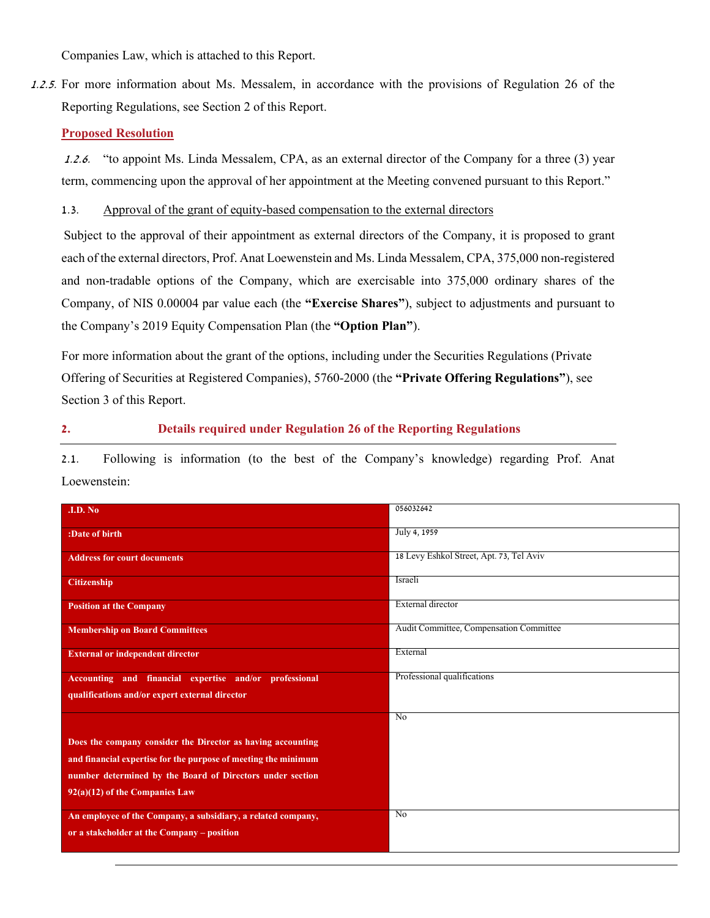Companies Law, which is attached to this Report.

1.2.5. For more information about Ms. Messalem, in accordance with the provisions of Regulation 26 of the Reporting Regulations, see Section 2 of this Report.

**Proposed Resolution**

1.2.6. "to appoint Ms. Linda Messalem, CPA, as an external director of the Company for a three (3) year term, commencing upon the approval of her appointment at the Meeting convened pursuant to this Report."

1.3. Approval of the grant of equity-based compensation to the external directors

Subject to the approval of their appointment as external directors of the Company, it is proposed to grant each of the external directors, Prof. Anat Loewenstein and Ms. Linda Messalem, CPA, 375,000 non-registered and non-tradable options of the Company, which are exercisable into 375,000 ordinary shares of the Company, of NIS 0.00004 par value each (the **"Exercise Shares"**), subject to adjustments and pursuant to the Company's 2019 Equity Compensation Plan (the **"Option Plan"**).

For more information about the grant of the options, including under the Securities Regulations (Private Offering of Securities at Registered Companies), 5760-2000 (the **"Private Offering Regulations"**), see Section 3 of this Report.

## 2. Details required under Regulation 26 of the Reporting Regulations

2.1. Following is information (to the best of the Company's knowledge) regarding Prof. Anat Loewenstein:

| | |
|---|---|
| **.I.D. No** | 056032642 |
| **:Date of birth** | July 4, 1959 |
| **Address for court documents** | 18 Levy Eshkol Street, Apt. 73, Tel Aviv |
| **Citizenship** | Israeli |
| **Position at the Company** | External director |
| **Membership on Board Committees** | Audit Committee, Compensation Committee |
| **External or independent director** | External |
| **Accounting and financial expertise and/or professional qualifications and/or expert external director** | Professional qualifications |
| **Does the company consider the Director as having accounting and financial expertise for the purpose of meeting the minimum number determined by the Board of Directors under section 92(a)(12) of the Companies Law** | No |
| **An employee of the Company, a subsidiary, a related company, or a stakeholder at the Company – position** | No |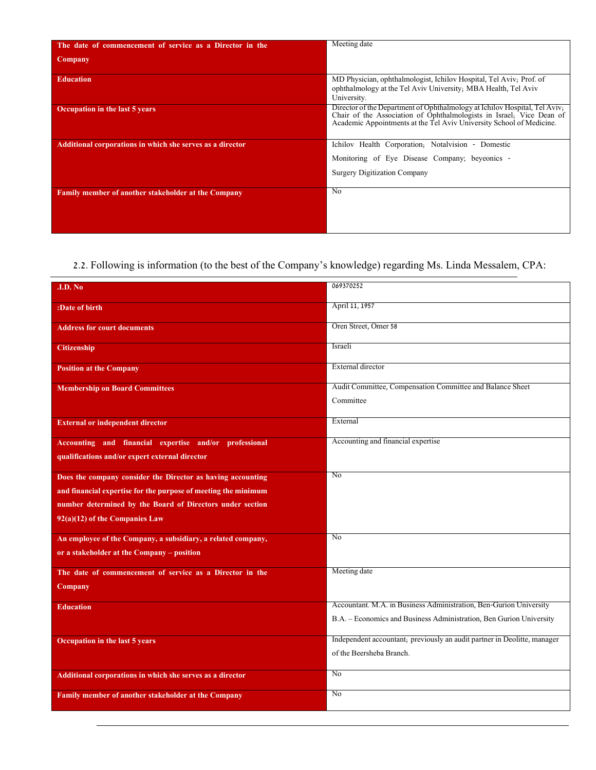| The date of commencement of service as a Director in the Company | Meeting date |
|---|---|
| Education | MD Physician, ophthalmologist, Ichilov Hospital, Tel Aviv; Prof. of ophthalmology at the Tel Aviv University; MBA Health, Tel Aviv University. |
| Occupation in the last 5 years | Director of the Department of Ophthalmology at Ichilov Hospital, Tel Aviv; Chair of the Association of Ophthalmologists in Israel; Vice Dean of Academic Appointments at the Tel Aviv University School of Medicine. |
| Additional corporations in which she serves as a director | Ichilov Health Corporation; Notalvision - Domestic Monitoring of Eye Disease Company; beyeonics - Surgery Digitization Company |
| Family member of another stakeholder at the Company | No |

2.2. Following is information (to the best of the Company's knowledge) regarding Ms. Linda Messalem, CPA:

| .I.D. No | 069370252 |
|---|---|
| :Date of birth | April 11, 1957 |
| Address for court documents | Oren Street, Omer 58 |
| Citizenship | Israeli |
| Position at the Company | External director |
| Membership on Board Committees | Audit Committee, Compensation Committee and Balance Sheet Committee |
| External or independent director | External |
| Accounting and financial expertise and/or professional qualifications and/or expert external director | Accounting and financial expertise |
| Does the company consider the Director as having accounting and financial expertise for the purpose of meeting the minimum number determined by the Board of Directors under section 92(a)(12) of the Companies Law | No |
| An employee of the Company, a subsidiary, a related company, or a stakeholder at the Company – position | No |
| The date of commencement of service as a Director in the Company | Meeting date |
| Education | Accountant. M.A. in Business Administration, Ben-Gurion University<br>B.A. – Economics and Business Administration, Ben Gurion University |
| Occupation in the last 5 years | Independent accountant; previously an audit partner in Deolitte, manager of the Beersheba Branch. |
| Additional corporations in which she serves as a director | No |
| Family member of another stakeholder at the Company | No |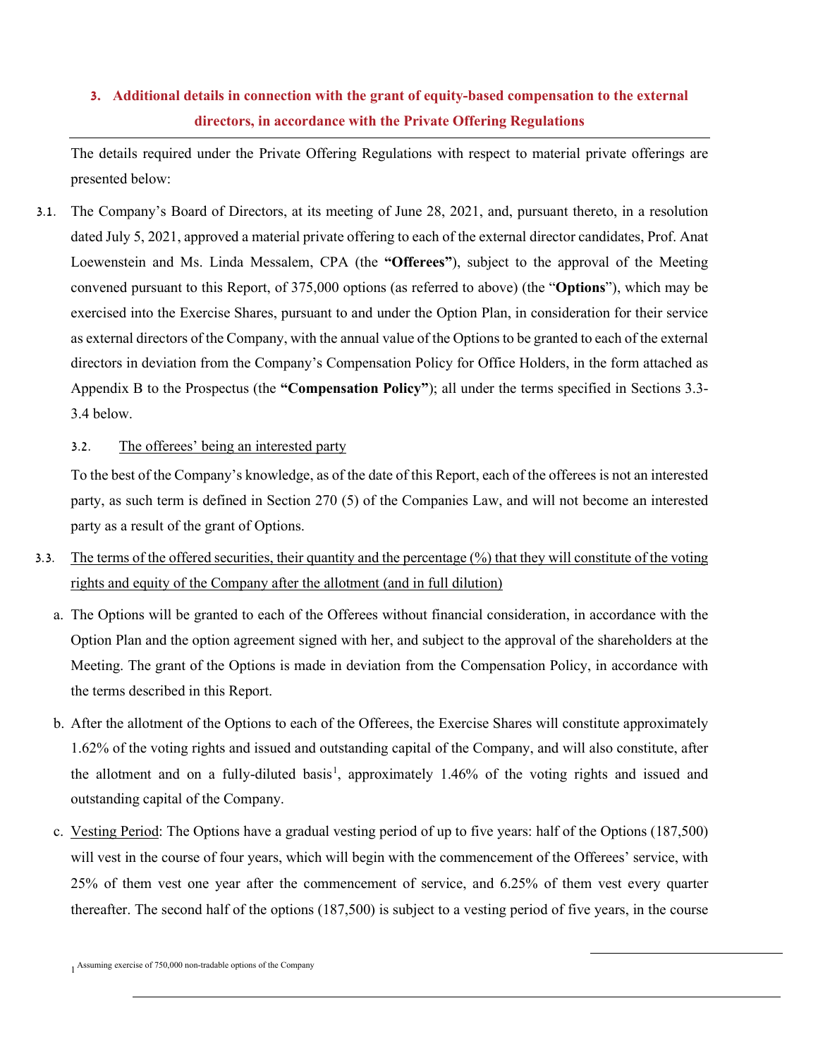## 3. Additional details in connection with the grant of equity-based compensation to the external directors, in accordance with the Private Offering Regulations

The details required under the Private Offering Regulations with respect to material private offerings are presented below:

3.1. The Company's Board of Directors, at its meeting of June 28, 2021, and, pursuant thereto, in a resolution dated July 5, 2021, approved a material private offering to each of the external director candidates, Prof. Anat Loewenstein and Ms. Linda Messalem, CPA (the **"Offerees"**), subject to the approval of the Meeting convened pursuant to this Report, of 375,000 options (as referred to above) (the "**Options**"), which may be exercised into the Exercise Shares, pursuant to and under the Option Plan, in consideration for their service as external directors of the Company, with the annual value of the Options to be granted to each of the external directors in deviation from the Company's Compensation Policy for Office Holders, in the form attached as Appendix B to the Prospectus (the **"Compensation Policy"**); all under the terms specified in Sections 3.3-3.4 below.

3.2. <u>The offerees' being an interested party</u>

To the best of the Company's knowledge, as of the date of this Report, each of the offerees is not an interested party, as such term is defined in Section 270 (5) of the Companies Law, and will not become an interested party as a result of the grant of Options.

3.3. <u>The terms of the offered securities, their quantity and the percentage (%) that they will constitute of the voting rights and equity of the Company after the allotment (and in full dilution)</u>

a. The Options will be granted to each of the Offerees without financial consideration, in accordance with the Option Plan and the option agreement signed with her, and subject to the approval of the shareholders at the Meeting. The grant of the Options is made in deviation from the Compensation Policy, in accordance with the terms described in this Report.

b. After the allotment of the Options to each of the Offerees, the Exercise Shares will constitute approximately 1.62% of the voting rights and issued and outstanding capital of the Company, and will also constitute, after the allotment and on a fully-diluted basis[1], approximately 1.46% of the voting rights and issued and outstanding capital of the Company.

c. <u>Vesting Period</u>: The Options have a gradual vesting period of up to five years: half of the Options (187,500) will vest in the course of four years, which will begin with the commencement of the Offerees' service, with 25% of them vest one year after the commencement of service, and 6.25% of them vest every quarter thereafter. The second half of the options (187,500) is subject to a vesting period of five years, in the course

[1] Assuming exercise of 750,000 non-tradable options of the Company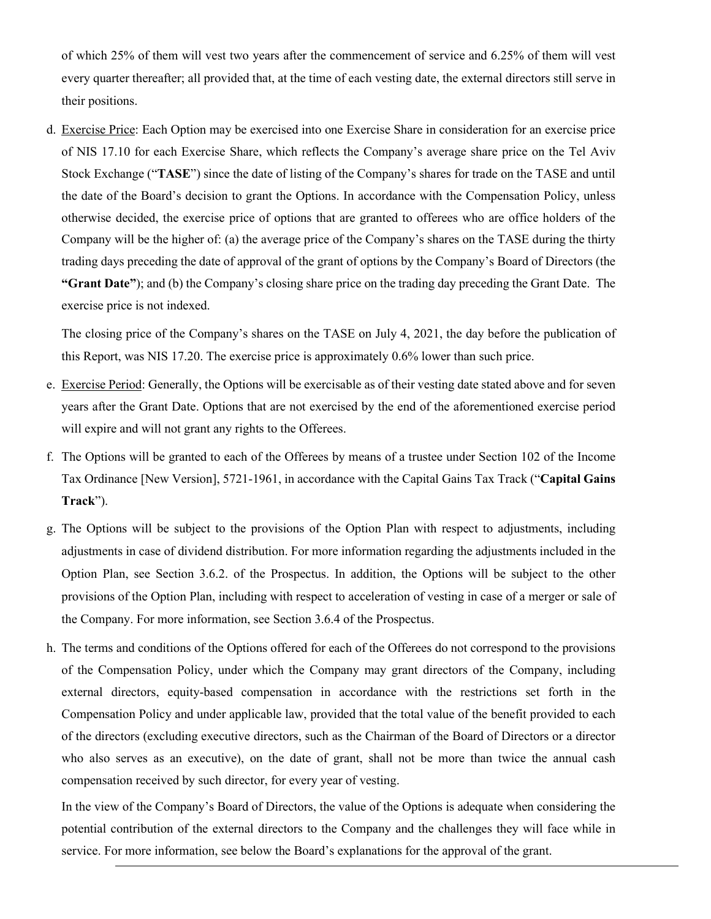of which 25% of them will vest two years after the commencement of service and 6.25% of them will vest every quarter thereafter; all provided that, at the time of each vesting date, the external directors still serve in their positions.

d. Exercise Price: Each Option may be exercised into one Exercise Share in consideration for an exercise price of NIS 17.10 for each Exercise Share, which reflects the Company's average share price on the Tel Aviv Stock Exchange ("**TASE**") since the date of listing of the Company's shares for trade on the TASE and until the date of the Board's decision to grant the Options. In accordance with the Compensation Policy, unless otherwise decided, the exercise price of options that are granted to offerees who are office holders of the Company will be the higher of: (a) the average price of the Company's shares on the TASE during the thirty trading days preceding the date of approval of the grant of options by the Company's Board of Directors (the **"Grant Date"**); and (b) the Company's closing share price on the trading day preceding the Grant Date. The exercise price is not indexed.

   The closing price of the Company's shares on the TASE on July 4, 2021, the day before the publication of this Report, was NIS 17.20. The exercise price is approximately 0.6% lower than such price.

e. Exercise Period: Generally, the Options will be exercisable as of their vesting date stated above and for seven years after the Grant Date. Options that are not exercised by the end of the aforementioned exercise period will expire and will not grant any rights to the Offerees.

f. The Options will be granted to each of the Offerees by means of a trustee under Section 102 of the Income Tax Ordinance [New Version], 5721-1961, in accordance with the Capital Gains Tax Track ("**Capital Gains Track**").

g. The Options will be subject to the provisions of the Option Plan with respect to adjustments, including adjustments in case of dividend distribution. For more information regarding the adjustments included in the Option Plan, see Section 3.6.2. of the Prospectus. In addition, the Options will be subject to the other provisions of the Option Plan, including with respect to acceleration of vesting in case of a merger or sale of the Company. For more information, see Section 3.6.4 of the Prospectus.

h. The terms and conditions of the Options offered for each of the Offerees do not correspond to the provisions of the Compensation Policy, under which the Company may grant directors of the Company, including external directors, equity-based compensation in accordance with the restrictions set forth in the Compensation Policy and under applicable law, provided that the total value of the benefit provided to each of the directors (excluding executive directors, such as the Chairman of the Board of Directors or a director who also serves as an executive), on the date of grant, shall not be more than twice the annual cash compensation received by such director, for every year of vesting.

   In the view of the Company's Board of Directors, the value of the Options is adequate when considering the potential contribution of the external directors to the Company and the challenges they will face while in service. For more information, see below the Board's explanations for the approval of the grant.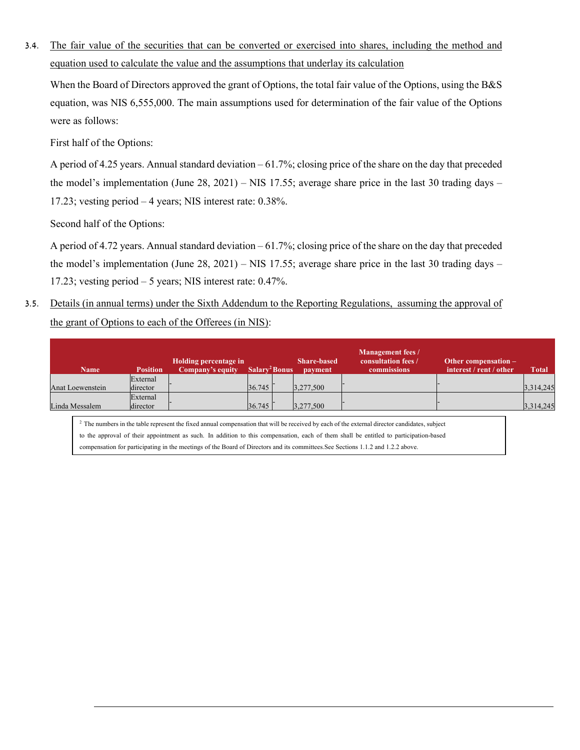3.4. The fair value of the securities that can be converted or exercised into shares, including the method and equation used to calculate the value and the assumptions that underlay its calculation

When the Board of Directors approved the grant of Options, the total fair value of the Options, using the B&S equation, was NIS 6,555,000. The main assumptions used for determination of the fair value of the Options were as follows:

First half of the Options:

A period of 4.25 years. Annual standard deviation – 61.7%; closing price of the share on the day that preceded the model's implementation (June 28, 2021) – NIS 17.55; average share price in the last 30 trading days – 17.23; vesting period – 4 years; NIS interest rate: 0.38%.

Second half of the Options:

A period of 4.72 years. Annual standard deviation – 61.7%; closing price of the share on the day that preceded the model's implementation (June 28, 2021) – NIS 17.55; average share price in the last 30 trading days – 17.23; vesting period – 5 years; NIS interest rate: 0.47%.

3.5. Details (in annual terms) under the Sixth Addendum to the Reporting Regulations, assuming the approval of the grant of Options to each of the Offerees (in NIS):

| Name | Position | Holding percentage in Company's equity | Salary[2] | Bonus | Share-based payment | Management fees / consultation fees / commissions | Other compensation – interest / rent / other | Total |
|---|---|---|---|---|---|---|---|---|
| Anat Loewenstein | External director | - | 36.745 | - | 3,277,500 | - | - | 3,314,245 |
| Linda Messalem | External director | - | 36.745 | - | 3,277,500 | - | - | 3,314,245 |

[2] The numbers in the table represent the fixed annual compensation that will be received by each of the external director candidates, subject to the approval of their appointment as such. In addition to this compensation, each of them shall be entitled to participation-based compensation for participating in the meetings of the Board of Directors and its committees.See Sections 1.1.2 and 1.2.2 above.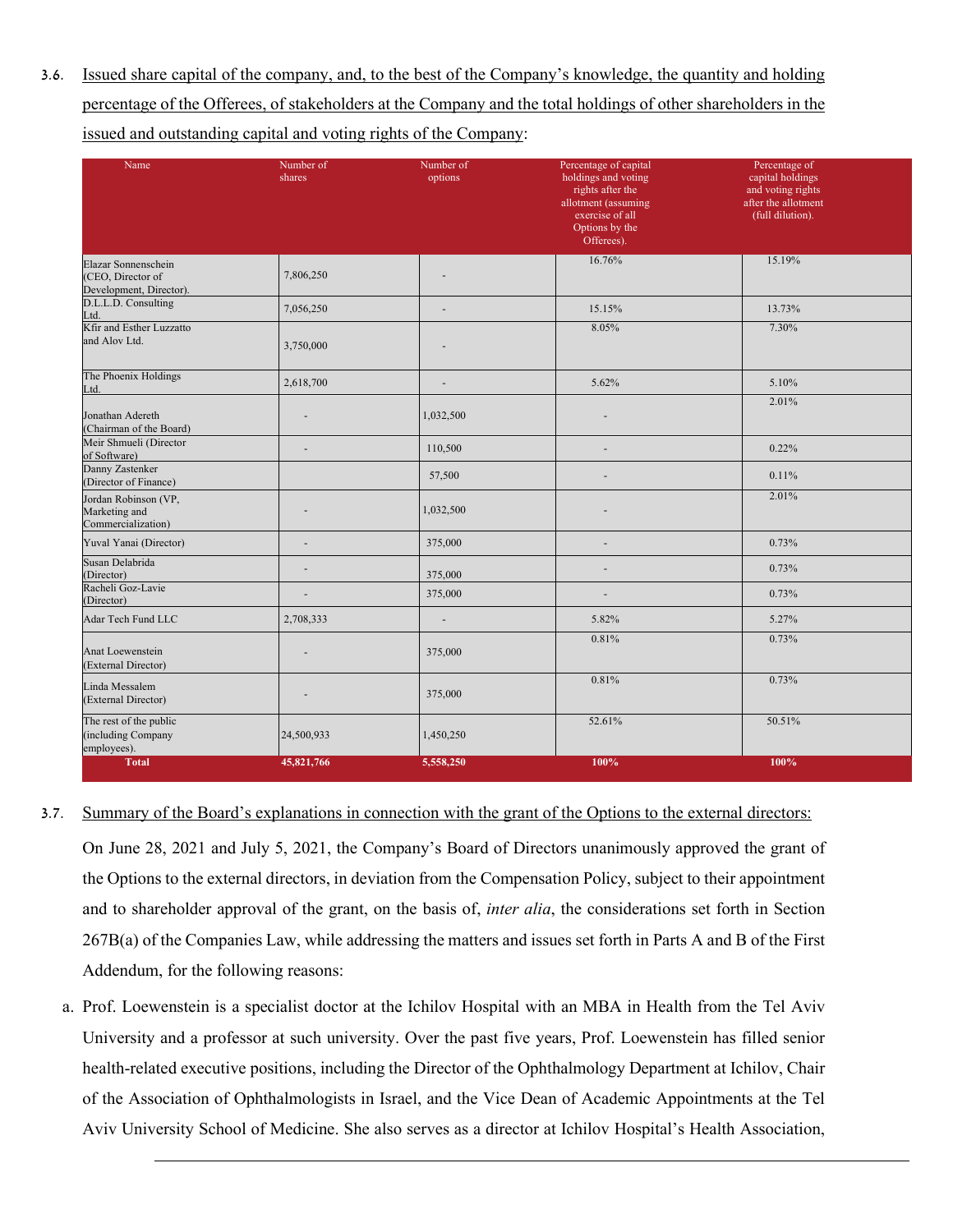3.6. Issued share capital of the company, and, to the best of the Company's knowledge, the quantity and holding percentage of the Offerees, of stakeholders at the Company and the total holdings of other shareholders in the issued and outstanding capital and voting rights of the Company:

| Name | Number of shares | Number of options | Percentage of capital holdings and voting rights after the allotment (assuming exercise of all Options by the Offerees). | Percentage of capital holdings and voting rights after the allotment (full dilution). |
|---|---|---|---|---|
| Elazar Sonnenschein (CEO, Director of Development, Director). | 7,806,250 | - | 16.76% | 15.19% |
| D.L.L.D. Consulting Ltd. | 7,056,250 | - | 15.15% | 13.73% |
| Kfir and Esther Luzzatto and Alov Ltd. | 3,750,000 | - | 8.05% | 7.30% |
| The Phoenix Holdings Ltd. | 2,618,700 | - | 5.62% | 5.10% |
| Jonathan Adereth (Chairman of the Board) | - | 1,032,500 | - | 2.01% |
| Meir Shmueli (Director of Software) | - | 110,500 | - | 0.22% |
| Danny Zastenker (Director of Finance) | | 57,500 | - | 0.11% |
| Jordan Robinson (VP, Marketing and Commercialization) | - | 1,032,500 | - | 2.01% |
| Yuval Yanai (Director) | - | 375,000 | - | 0.73% |
| Susan Delabrida (Director) | - | 375,000 | - | 0.73% |
| Racheli Goz-Lavie (Director) | - | 375,000 | - | 0.73% |
| Adar Tech Fund LLC | 2,708,333 | - | 5.82% | 5.27% |
| Anat Loewenstein (External Director) | - | 375,000 | 0.81% | 0.73% |
| Linda Messalem (External Director) | - | 375,000 | 0.81% | 0.73% |
| The rest of the public (including Company employees). | 24,500,933 | 1,450,250 | 52.61% | 50.51% |
| **Total** | **45,821,766** | **5,558,250** | **100%** | **100%** |

3.7. Summary of the Board's explanations in connection with the grant of the Options to the external directors:

On June 28, 2021 and July 5, 2021, the Company's Board of Directors unanimously approved the grant of the Options to the external directors, in deviation from the Compensation Policy, subject to their appointment and to shareholder approval of the grant, on the basis of, *inter alia*, the considerations set forth in Section 267B(a) of the Companies Law, while addressing the matters and issues set forth in Parts A and B of the First Addendum, for the following reasons:

a. Prof. Loewenstein is a specialist doctor at the Ichilov Hospital with an MBA in Health from the Tel Aviv University and a professor at such university. Over the past five years, Prof. Loewenstein has filled senior health-related executive positions, including the Director of the Ophthalmology Department at Ichilov, Chair of the Association of Ophthalmologists in Israel, and the Vice Dean of Academic Appointments at the Tel Aviv University School of Medicine. She also serves as a director at Ichilov Hospital's Health Association,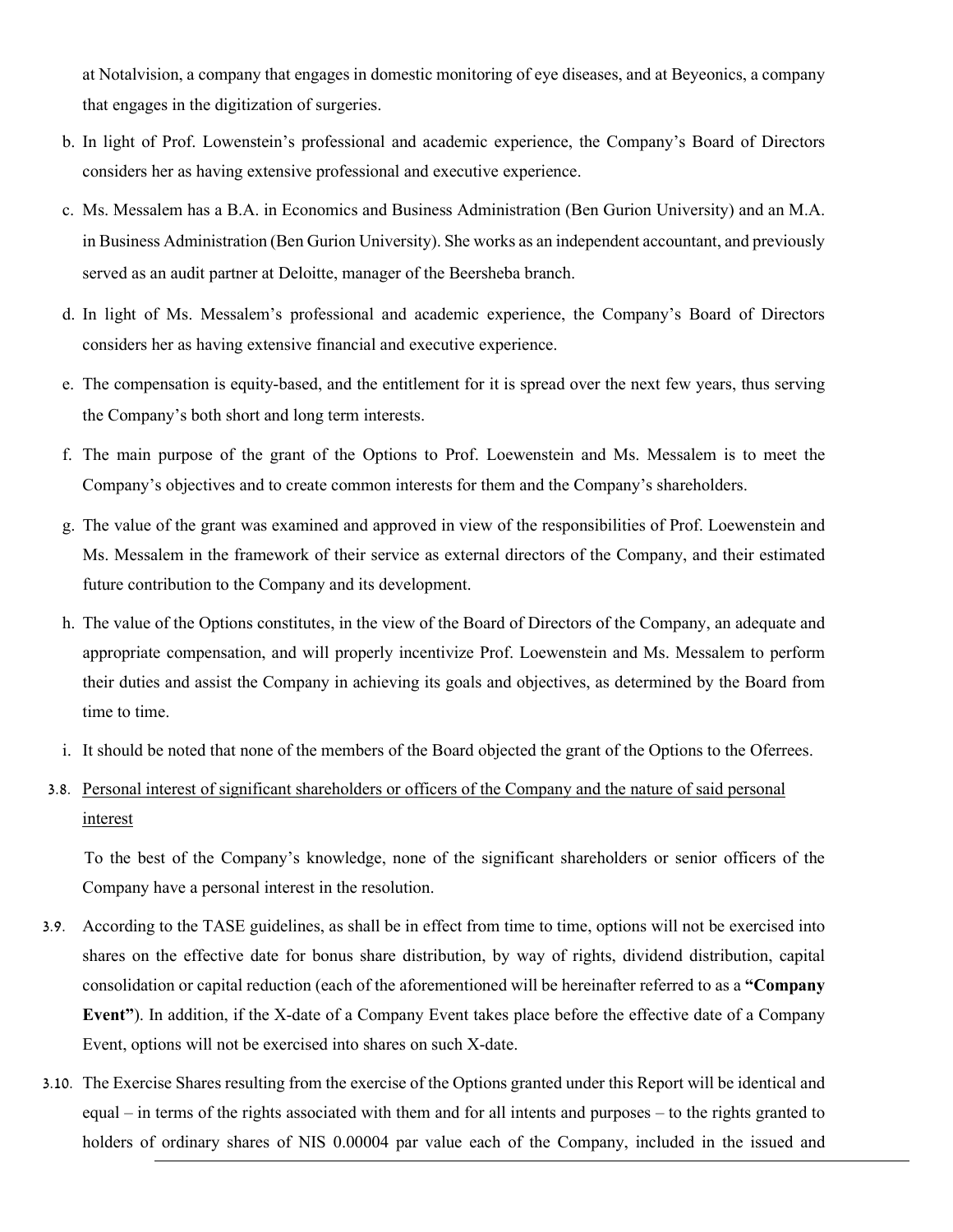at Notalvision, a company that engages in domestic monitoring of eye diseases, and at Beyeonics, a company that engages in the digitization of surgeries.

b. In light of Prof. Lowenstein's professional and academic experience, the Company's Board of Directors considers her as having extensive professional and executive experience.

c. Ms. Messalem has a B.A. in Economics and Business Administration (Ben Gurion University) and an M.A. in Business Administration (Ben Gurion University). She works as an independent accountant, and previously served as an audit partner at Deloitte, manager of the Beersheba branch.

d. In light of Ms. Messalem's professional and academic experience, the Company's Board of Directors considers her as having extensive financial and executive experience.

e. The compensation is equity-based, and the entitlement for it is spread over the next few years, thus serving the Company's both short and long term interests.

f. The main purpose of the grant of the Options to Prof. Loewenstein and Ms. Messalem is to meet the Company's objectives and to create common interests for them and the Company's shareholders.

g. The value of the grant was examined and approved in view of the responsibilities of Prof. Loewenstein and Ms. Messalem in the framework of their service as external directors of the Company, and their estimated future contribution to the Company and its development.

h. The value of the Options constitutes, in the view of the Board of Directors of the Company, an adequate and appropriate compensation, and will properly incentivize Prof. Loewenstein and Ms. Messalem to perform their duties and assist the Company in achieving its goals and objectives, as determined by the Board from time to time.

i. It should be noted that none of the members of the Board objected the grant of the Options to the Oferrees.

3.8. Personal interest of significant shareholders or officers of the Company and the nature of said personal interest

To the best of the Company's knowledge, none of the significant shareholders or senior officers of the Company have a personal interest in the resolution.

3.9. According to the TASE guidelines, as shall be in effect from time to time, options will not be exercised into shares on the effective date for bonus share distribution, by way of rights, dividend distribution, capital consolidation or capital reduction (each of the aforementioned will be hereinafter referred to as a **"Company Event"**). In addition, if the X-date of a Company Event takes place before the effective date of a Company Event, options will not be exercised into shares on such X-date.

3.10. The Exercise Shares resulting from the exercise of the Options granted under this Report will be identical and equal – in terms of the rights associated with them and for all intents and purposes – to the rights granted to holders of ordinary shares of NIS 0.00004 par value each of the Company, included in the issued and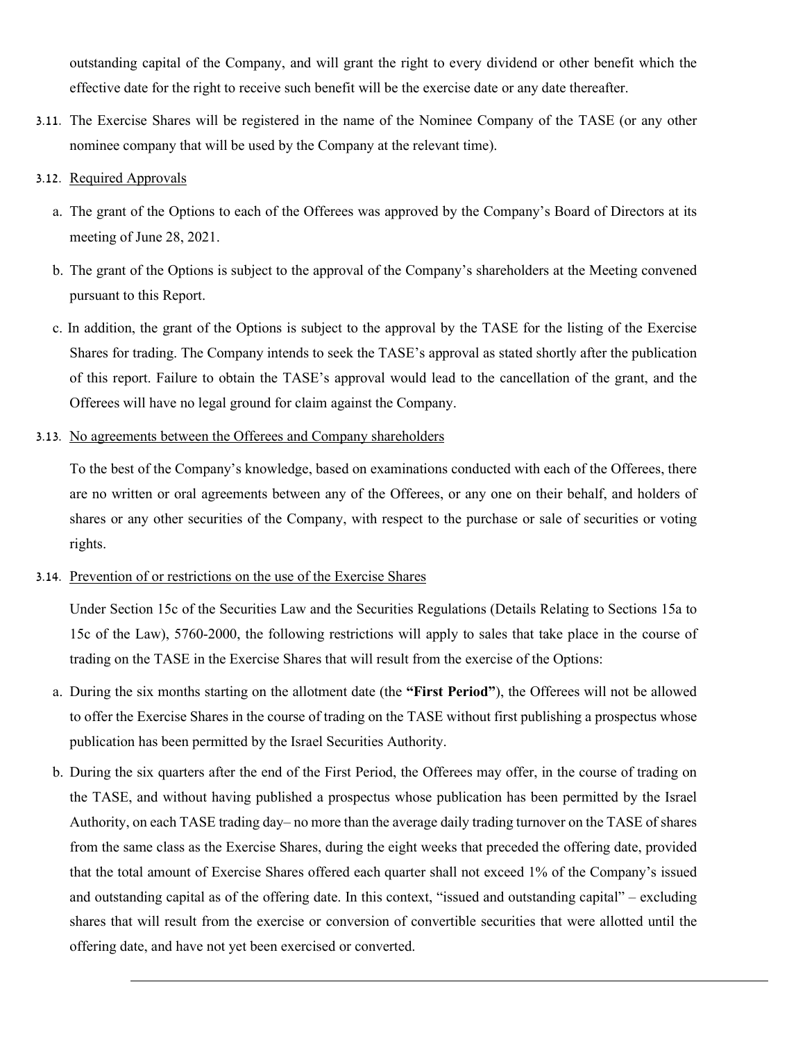outstanding capital of the Company, and will grant the right to every dividend or other benefit which the effective date for the right to receive such benefit will be the exercise date or any date thereafter.

3.11. The Exercise Shares will be registered in the name of the Nominee Company of the TASE (or any other nominee company that will be used by the Company at the relevant time).

3.12. Required Approvals

a. The grant of the Options to each of the Offerees was approved by the Company's Board of Directors at its meeting of June 28, 2021.

b. The grant of the Options is subject to the approval of the Company's shareholders at the Meeting convened pursuant to this Report.

c. In addition, the grant of the Options is subject to the approval by the TASE for the listing of the Exercise Shares for trading. The Company intends to seek the TASE's approval as stated shortly after the publication of this report. Failure to obtain the TASE's approval would lead to the cancellation of the grant, and the Offerees will have no legal ground for claim against the Company.

3.13. No agreements between the Offerees and Company shareholders

To the best of the Company's knowledge, based on examinations conducted with each of the Offerees, there are no written or oral agreements between any of the Offerees, or any one on their behalf, and holders of shares or any other securities of the Company, with respect to the purchase or sale of securities or voting rights.

3.14. Prevention of or restrictions on the use of the Exercise Shares

Under Section 15c of the Securities Law and the Securities Regulations (Details Relating to Sections 15a to 15c of the Law), 5760-2000, the following restrictions will apply to sales that take place in the course of trading on the TASE in the Exercise Shares that will result from the exercise of the Options:

a. During the six months starting on the allotment date (the **"First Period"**), the Offerees will not be allowed to offer the Exercise Shares in the course of trading on the TASE without first publishing a prospectus whose publication has been permitted by the Israel Securities Authority.

b. During the six quarters after the end of the First Period, the Offerees may offer, in the course of trading on the TASE, and without having published a prospectus whose publication has been permitted by the Israel Authority, on each TASE trading day– no more than the average daily trading turnover on the TASE of shares from the same class as the Exercise Shares, during the eight weeks that preceded the offering date, provided that the total amount of Exercise Shares offered each quarter shall not exceed 1% of the Company's issued and outstanding capital as of the offering date. In this context, "issued and outstanding capital" – excluding shares that will result from the exercise or conversion of convertible securities that were allotted until the offering date, and have not yet been exercised or converted.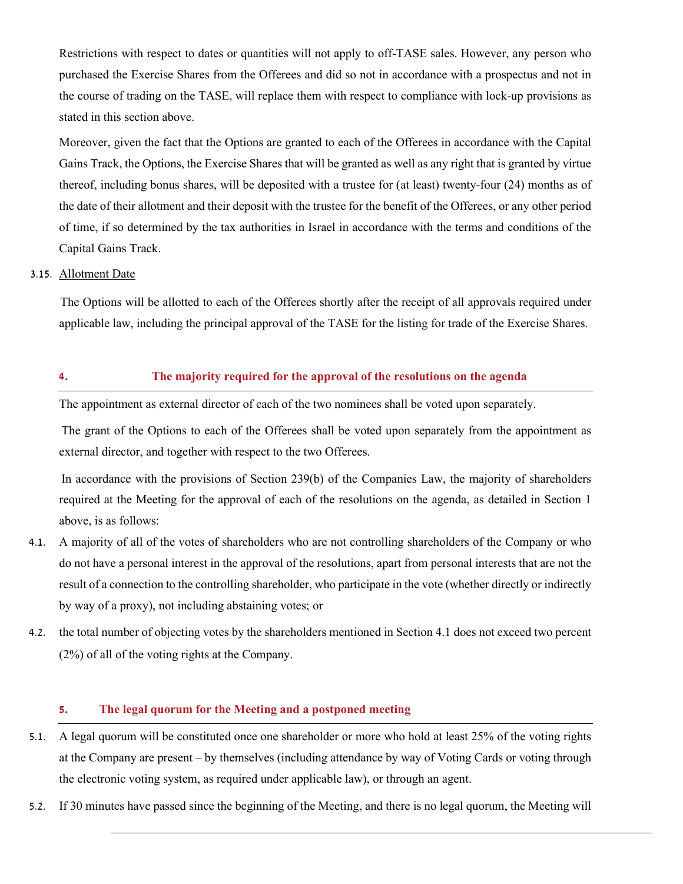Restrictions with respect to dates or quantities will not apply to off-TASE sales. However, any person who purchased the Exercise Shares from the Offerees and did so not in accordance with a prospectus and not in the course of trading on the TASE, will replace them with respect to compliance with lock-up provisions as stated in this section above.

Moreover, given the fact that the Options are granted to each of the Offerees in accordance with the Capital Gains Track, the Options, the Exercise Shares that will be granted as well as any right that is granted by virtue thereof, including bonus shares, will be deposited with a trustee for (at least) twenty-four (24) months as of the date of their allotment and their deposit with the trustee for the benefit of the Offerees, or any other period of time, if so determined by the tax authorities in Israel in accordance with the terms and conditions of the Capital Gains Track.

3.15. Allotment Date

The Options will be allotted to each of the Offerees shortly after the receipt of all approvals required under applicable law, including the principal approval of the TASE for the listing for trade of the Exercise Shares.

## 4. The majority required for the approval of the resolutions on the agenda

The appointment as external director of each of the two nominees shall be voted upon separately.

The grant of the Options to each of the Offerees shall be voted upon separately from the appointment as external director, and together with respect to the two Offerees.

In accordance with the provisions of Section 239(b) of the Companies Law, the majority of shareholders required at the Meeting for the approval of each of the resolutions on the agenda, as detailed in Section 1 above, is as follows:

4.1. A majority of all of the votes of shareholders who are not controlling shareholders of the Company or who do not have a personal interest in the approval of the resolutions, apart from personal interests that are not the result of a connection to the controlling shareholder, who participate in the vote (whether directly or indirectly by way of a proxy), not including abstaining votes; or

4.2. the total number of objecting votes by the shareholders mentioned in Section 4.1 does not exceed two percent (2%) of all of the voting rights at the Company.

## 5. The legal quorum for the Meeting and a postponed meeting

5.1. A legal quorum will be constituted once one shareholder or more who hold at least 25% of the voting rights at the Company are present – by themselves (including attendance by way of Voting Cards or voting through the electronic voting system, as required under applicable law), or through an agent.

5.2. If 30 minutes have passed since the beginning of the Meeting, and there is no legal quorum, the Meeting will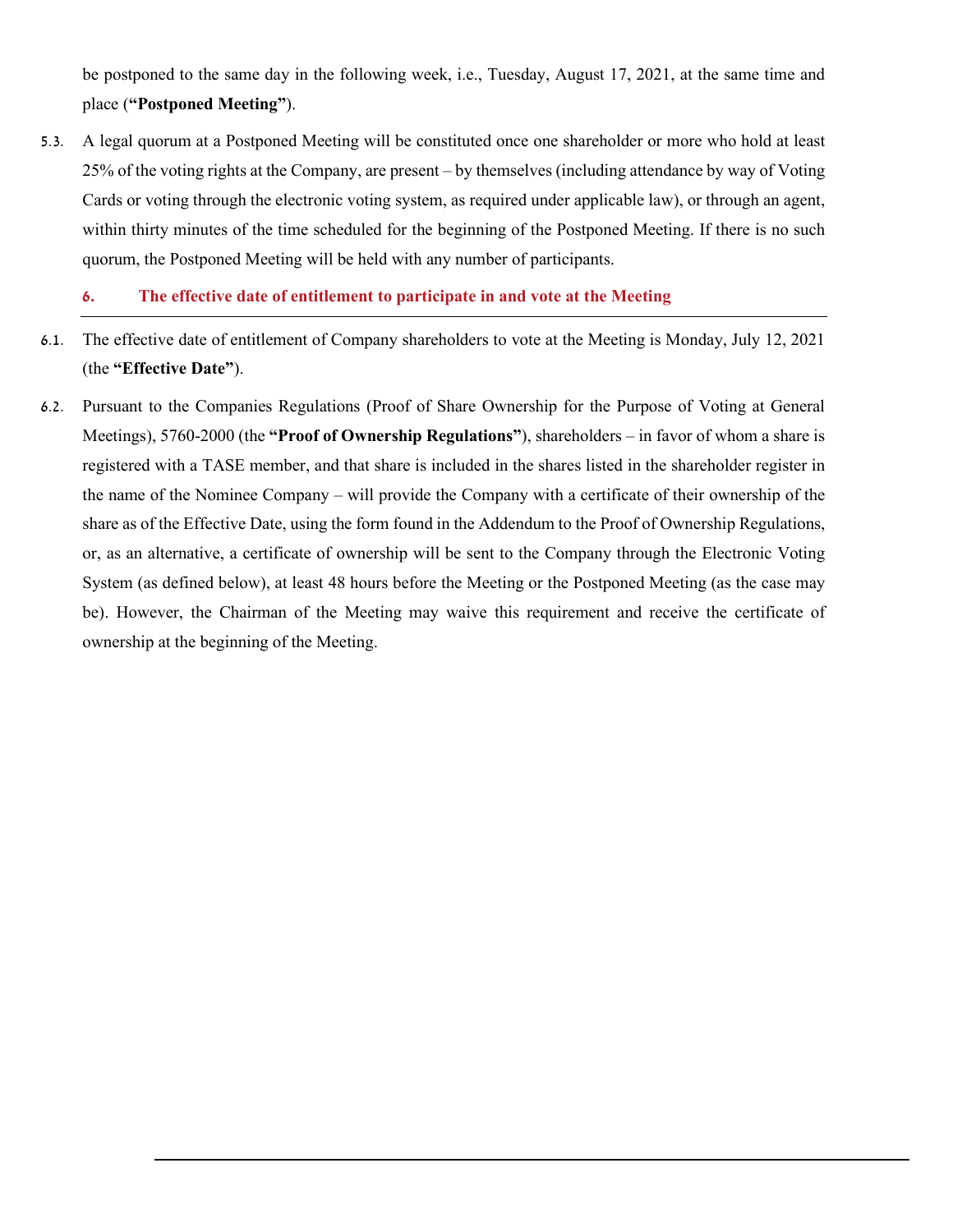be postponed to the same day in the following week, i.e., Tuesday, August 17, 2021, at the same time and place (**"Postponed Meeting"**).

5.3. A legal quorum at a Postponed Meeting will be constituted once one shareholder or more who hold at least 25% of the voting rights at the Company, are present – by themselves (including attendance by way of Voting Cards or voting through the electronic voting system, as required under applicable law), or through an agent, within thirty minutes of the time scheduled for the beginning of the Postponed Meeting. If there is no such quorum, the Postponed Meeting will be held with any number of participants.

## 6. The effective date of entitlement to participate in and vote at the Meeting

6.1. The effective date of entitlement of Company shareholders to vote at the Meeting is Monday, July 12, 2021 (the **"Effective Date"**).

6.2. Pursuant to the Companies Regulations (Proof of Share Ownership for the Purpose of Voting at General Meetings), 5760-2000 (the **"Proof of Ownership Regulations"**), shareholders – in favor of whom a share is registered with a TASE member, and that share is included in the shares listed in the shareholder register in the name of the Nominee Company – will provide the Company with a certificate of their ownership of the share as of the Effective Date, using the form found in the Addendum to the Proof of Ownership Regulations, or, as an alternative, a certificate of ownership will be sent to the Company through the Electronic Voting System (as defined below), at least 48 hours before the Meeting or the Postponed Meeting (as the case may be). However, the Chairman of the Meeting may waive this requirement and receive the certificate of ownership at the beginning of the Meeting.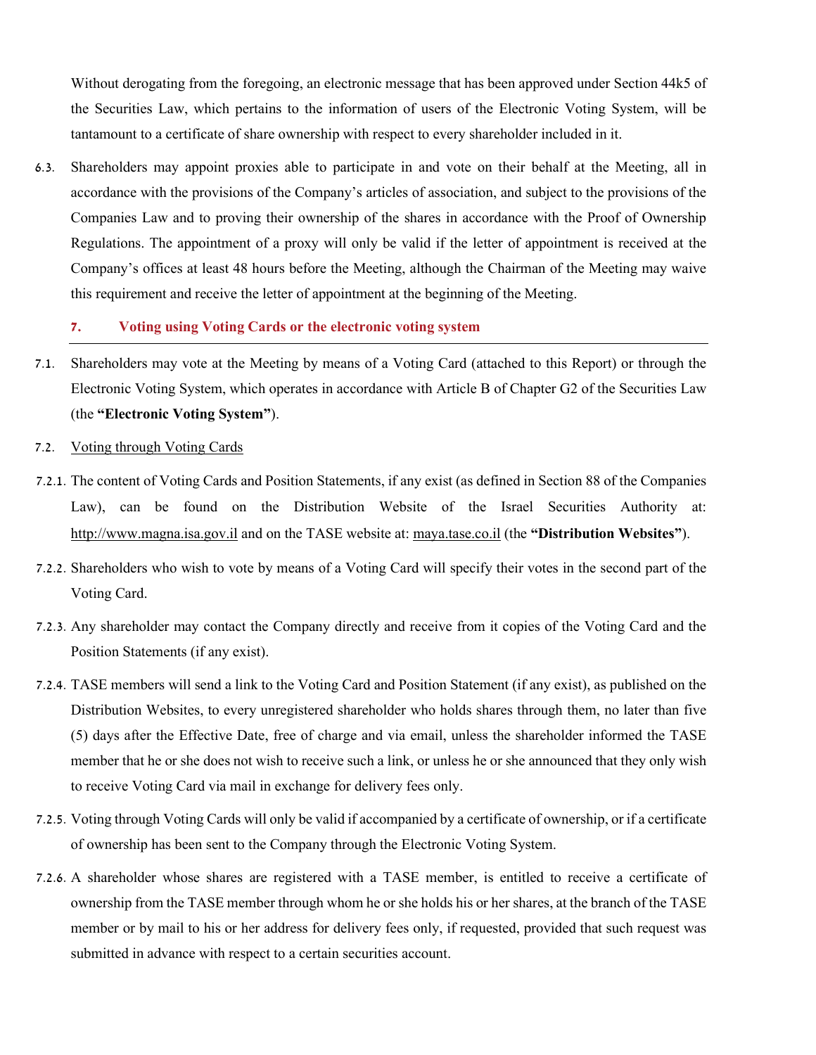Without derogating from the foregoing, an electronic message that has been approved under Section 44k5 of the Securities Law, which pertains to the information of users of the Electronic Voting System, will be tantamount to a certificate of share ownership with respect to every shareholder included in it.

6.3. Shareholders may appoint proxies able to participate in and vote on their behalf at the Meeting, all in accordance with the provisions of the Company's articles of association, and subject to the provisions of the Companies Law and to proving their ownership of the shares in accordance with the Proof of Ownership Regulations. The appointment of a proxy will only be valid if the letter of appointment is received at the Company's offices at least 48 hours before the Meeting, although the Chairman of the Meeting may waive this requirement and receive the letter of appointment at the beginning of the Meeting.

## 7. Voting using Voting Cards or the electronic voting system

7.1. Shareholders may vote at the Meeting by means of a Voting Card (attached to this Report) or through the Electronic Voting System, which operates in accordance with Article B of Chapter G2 of the Securities Law (the **"Electronic Voting System"**).

7.2. Voting through Voting Cards

7.2.1. The content of Voting Cards and Position Statements, if any exist (as defined in Section 88 of the Companies Law), can be found on the Distribution Website of the Israel Securities Authority at: http://www.magna.isa.gov.il and on the TASE website at: maya.tase.co.il (the **"Distribution Websites"**).

7.2.2. Shareholders who wish to vote by means of a Voting Card will specify their votes in the second part of the Voting Card.

7.2.3. Any shareholder may contact the Company directly and receive from it copies of the Voting Card and the Position Statements (if any exist).

7.2.4. TASE members will send a link to the Voting Card and Position Statement (if any exist), as published on the Distribution Websites, to every unregistered shareholder who holds shares through them, no later than five (5) days after the Effective Date, free of charge and via email, unless the shareholder informed the TASE member that he or she does not wish to receive such a link, or unless he or she announced that they only wish to receive Voting Card via mail in exchange for delivery fees only.

7.2.5. Voting through Voting Cards will only be valid if accompanied by a certificate of ownership, or if a certificate of ownership has been sent to the Company through the Electronic Voting System.

7.2.6. A shareholder whose shares are registered with a TASE member, is entitled to receive a certificate of ownership from the TASE member through whom he or she holds his or her shares, at the branch of the TASE member or by mail to his or her address for delivery fees only, if requested, provided that such request was submitted in advance with respect to a certain securities account.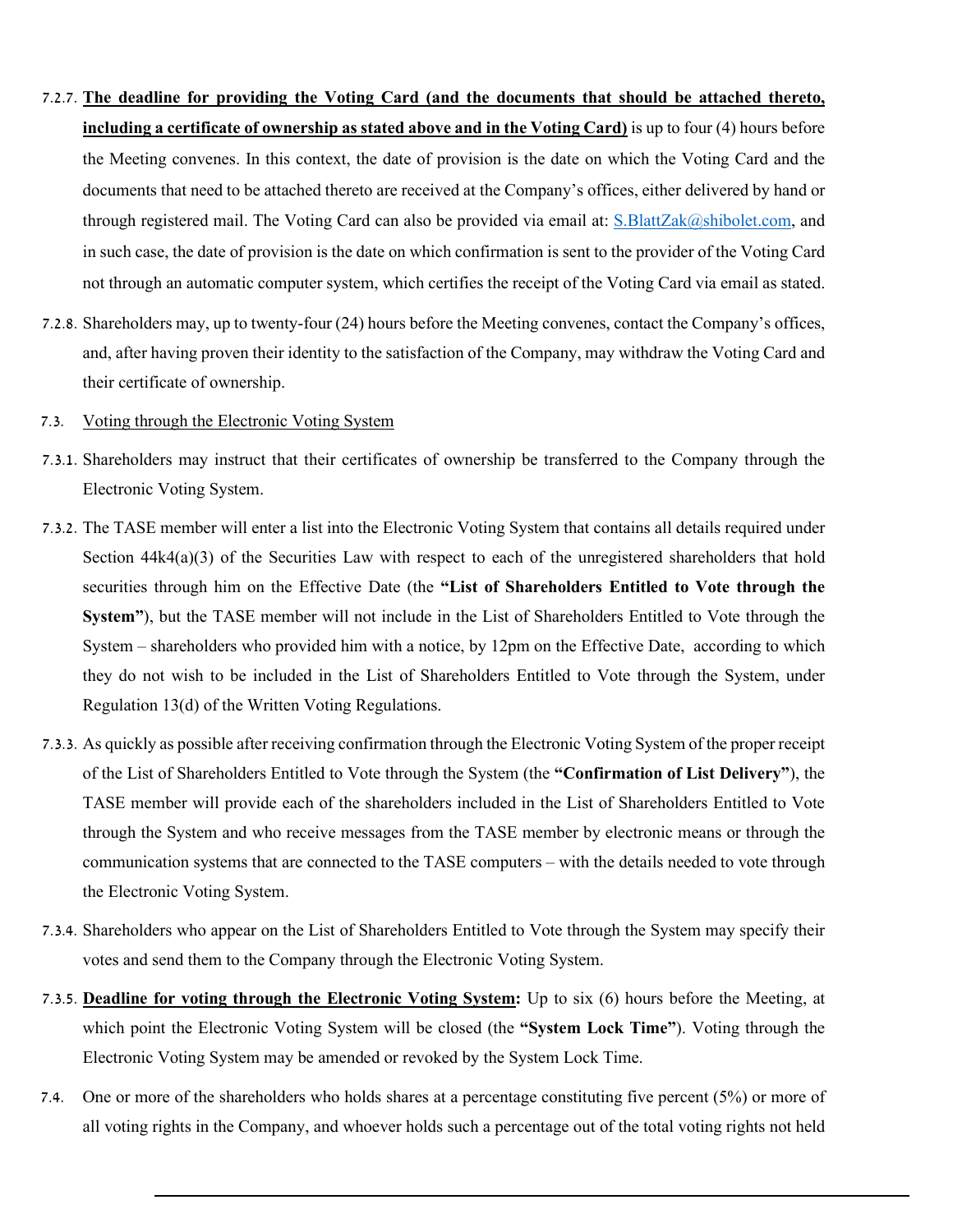7.2.7. **<u>The deadline for providing the Voting Card (and the documents that should be attached thereto, including a certificate of ownership as stated above and in the Voting Card)</u>** is up to four (4) hours before the Meeting convenes. In this context, the date of provision is the date on which the Voting Card and the documents that need to be attached thereto are received at the Company's offices, either delivered by hand or through registered mail. The Voting Card can also be provided via email at: S.BlattZak@shibolet.com, and in such case, the date of provision is the date on which confirmation is sent to the provider of the Voting Card not through an automatic computer system, which certifies the receipt of the Voting Card via email as stated.

7.2.8. Shareholders may, up to twenty-four (24) hours before the Meeting convenes, contact the Company's offices, and, after having proven their identity to the satisfaction of the Company, may withdraw the Voting Card and their certificate of ownership.

7.3. <u>Voting through the Electronic Voting System</u>

7.3.1. Shareholders may instruct that their certificates of ownership be transferred to the Company through the Electronic Voting System.

7.3.2. The TASE member will enter a list into the Electronic Voting System that contains all details required under Section 44k4(a)(3) of the Securities Law with respect to each of the unregistered shareholders that hold securities through him on the Effective Date (the **"List of Shareholders Entitled to Vote through the System"**), but the TASE member will not include in the List of Shareholders Entitled to Vote through the System – shareholders who provided him with a notice, by 12pm on the Effective Date, according to which they do not wish to be included in the List of Shareholders Entitled to Vote through the System, under Regulation 13(d) of the Written Voting Regulations.

7.3.3. As quickly as possible after receiving confirmation through the Electronic Voting System of the proper receipt of the List of Shareholders Entitled to Vote through the System (the **"Confirmation of List Delivery"**), the TASE member will provide each of the shareholders included in the List of Shareholders Entitled to Vote through the System and who receive messages from the TASE member by electronic means or through the communication systems that are connected to the TASE computers – with the details needed to vote through the Electronic Voting System.

7.3.4. Shareholders who appear on the List of Shareholders Entitled to Vote through the System may specify their votes and send them to the Company through the Electronic Voting System.

7.3.5. **<u>Deadline for voting through the Electronic Voting System</u>:** Up to six (6) hours before the Meeting, at which point the Electronic Voting System will be closed (the **"System Lock Time"**). Voting through the Electronic Voting System may be amended or revoked by the System Lock Time.

7.4. One or more of the shareholders who holds shares at a percentage constituting five percent (5%) or more of all voting rights in the Company, and whoever holds such a percentage out of the total voting rights not held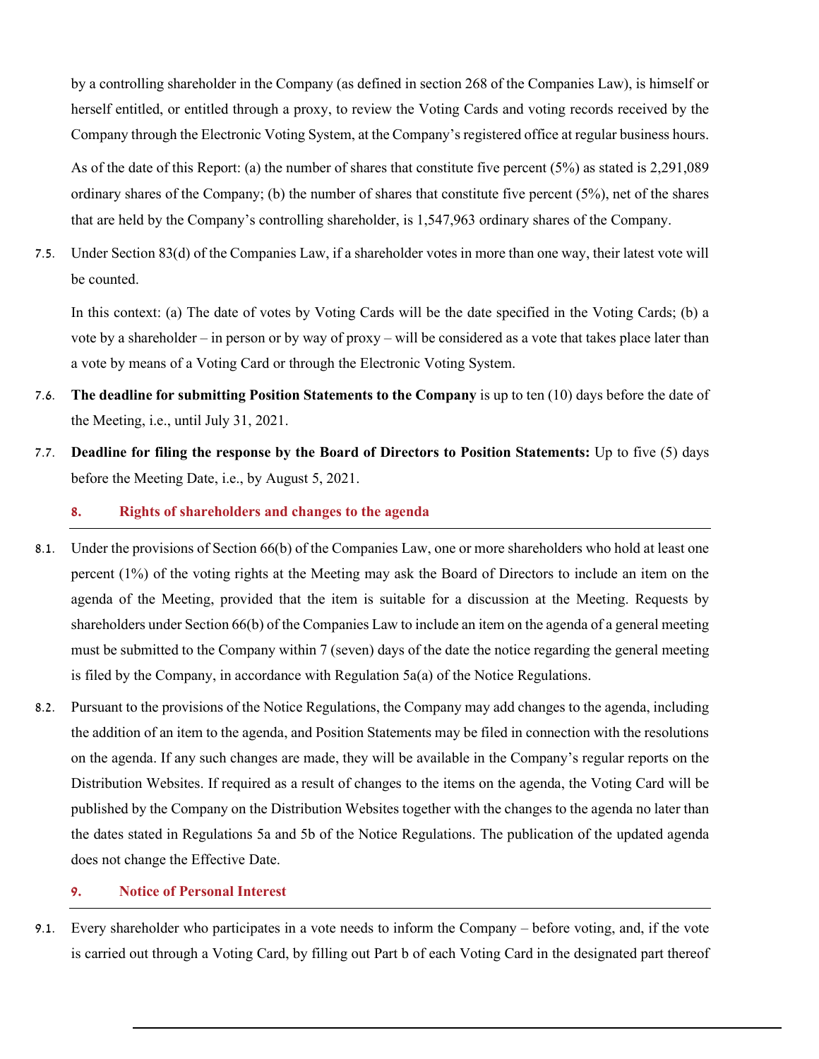by a controlling shareholder in the Company (as defined in section 268 of the Companies Law), is himself or herself entitled, or entitled through a proxy, to review the Voting Cards and voting records received by the Company through the Electronic Voting System, at the Company's registered office at regular business hours.

As of the date of this Report: (a) the number of shares that constitute five percent (5%) as stated is 2,291,089 ordinary shares of the Company; (b) the number of shares that constitute five percent (5%), net of the shares that are held by the Company's controlling shareholder, is 1,547,963 ordinary shares of the Company.

7.5. Under Section 83(d) of the Companies Law, if a shareholder votes in more than one way, their latest vote will be counted.

In this context: (a) The date of votes by Voting Cards will be the date specified in the Voting Cards; (b) a vote by a shareholder – in person or by way of proxy – will be considered as a vote that takes place later than a vote by means of a Voting Card or through the Electronic Voting System.

7.6. **The deadline for submitting Position Statements to the Company** is up to ten (10) days before the date of the Meeting, i.e., until July 31, 2021.

7.7. **Deadline for filing the response by the Board of Directors to Position Statements:** Up to five (5) days before the Meeting Date, i.e., by August 5, 2021.

## 8. Rights of shareholders and changes to the agenda

8.1. Under the provisions of Section 66(b) of the Companies Law, one or more shareholders who hold at least one percent (1%) of the voting rights at the Meeting may ask the Board of Directors to include an item on the agenda of the Meeting, provided that the item is suitable for a discussion at the Meeting. Requests by shareholders under Section 66(b) of the Companies Law to include an item on the agenda of a general meeting must be submitted to the Company within 7 (seven) days of the date the notice regarding the general meeting is filed by the Company, in accordance with Regulation 5a(a) of the Notice Regulations.

8.2. Pursuant to the provisions of the Notice Regulations, the Company may add changes to the agenda, including the addition of an item to the agenda, and Position Statements may be filed in connection with the resolutions on the agenda. If any such changes are made, they will be available in the Company's regular reports on the Distribution Websites. If required as a result of changes to the items on the agenda, the Voting Card will be published by the Company on the Distribution Websites together with the changes to the agenda no later than the dates stated in Regulations 5a and 5b of the Notice Regulations. The publication of the updated agenda does not change the Effective Date.

## 9. Notice of Personal Interest

9.1. Every shareholder who participates in a vote needs to inform the Company – before voting, and, if the vote is carried out through a Voting Card, by filling out Part b of each Voting Card in the designated part thereof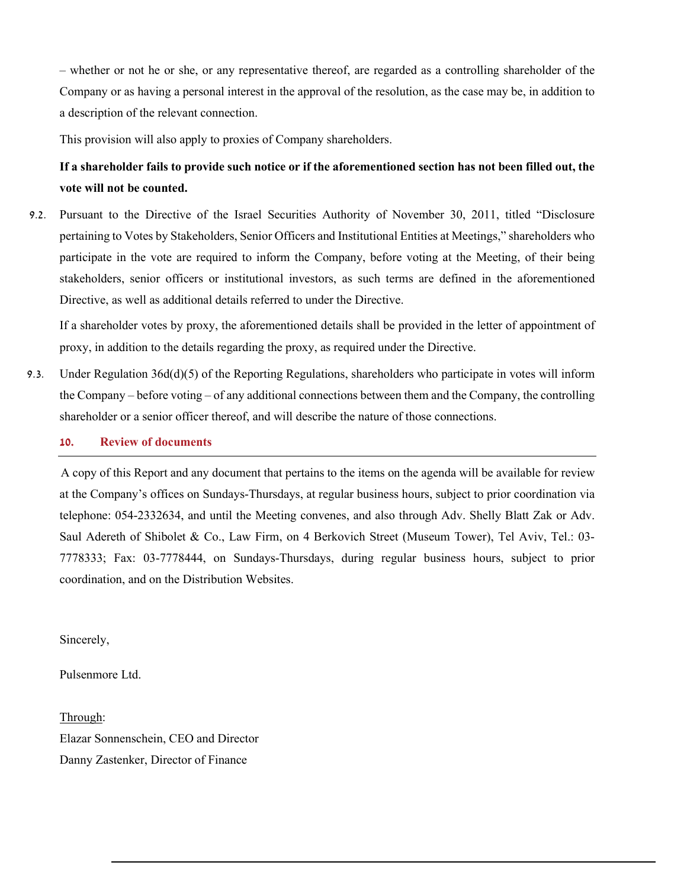– whether or not he or she, or any representative thereof, are regarded as a controlling shareholder of the Company or as having a personal interest in the approval of the resolution, as the case may be, in addition to a description of the relevant connection.

This provision will also apply to proxies of Company shareholders.

**If a shareholder fails to provide such notice or if the aforementioned section has not been filled out, the vote will not be counted.**

9.2. Pursuant to the Directive of the Israel Securities Authority of November 30, 2011, titled “Disclosure pertaining to Votes by Stakeholders, Senior Officers and Institutional Entities at Meetings,” shareholders who participate in the vote are required to inform the Company, before voting at the Meeting, of their being stakeholders, senior officers or institutional investors, as such terms are defined in the aforementioned Directive, as well as additional details referred to under the Directive.

If a shareholder votes by proxy, the aforementioned details shall be provided in the letter of appointment of proxy, in addition to the details regarding the proxy, as required under the Directive.

9.3. Under Regulation 36d(d)(5) of the Reporting Regulations, shareholders who participate in votes will inform the Company – before voting – of any additional connections between them and the Company, the controlling shareholder or a senior officer thereof, and will describe the nature of those connections.

## 10. Review of documents

A copy of this Report and any document that pertains to the items on the agenda will be available for review at the Company’s offices on Sundays-Thursdays, at regular business hours, subject to prior coordination via telephone: 054-2332634, and until the Meeting convenes, and also through Adv. Shelly Blatt Zak or Adv. Saul Adereth of Shibolet & Co., Law Firm, on 4 Berkovich Street (Museum Tower), Tel Aviv, Tel.: 03-7778333; Fax: 03-7778444, on Sundays-Thursdays, during regular business hours, subject to prior coordination, and on the Distribution Websites.

Sincerely,

Pulsenmore Ltd.

Through:
Elazar Sonnenschein, CEO and Director
Danny Zastenker, Director of Finance